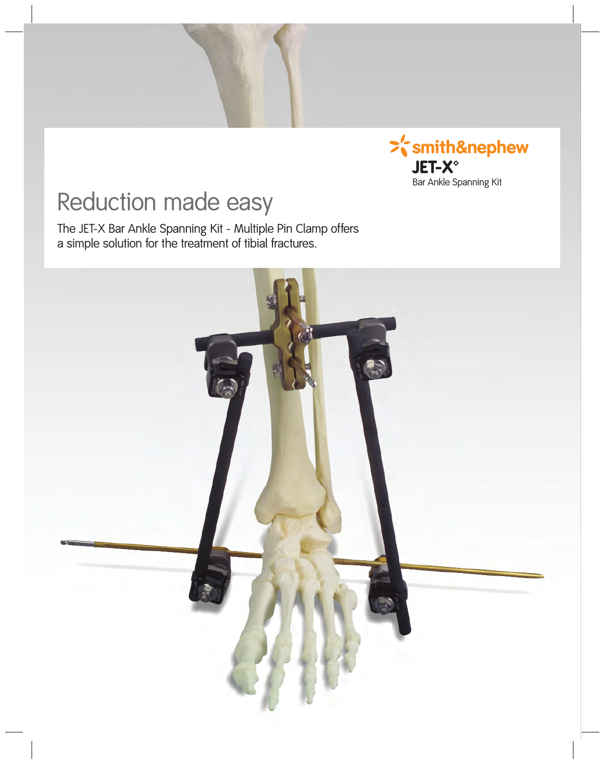smith&nephew

**JET-X°**

Bar Ankle Spanning Kit

# Reduction made easy

The JET-X Bar Ankle Spanning Kit - Multiple Pin Clamp offers a simple solution for the treatment of tibial fractures.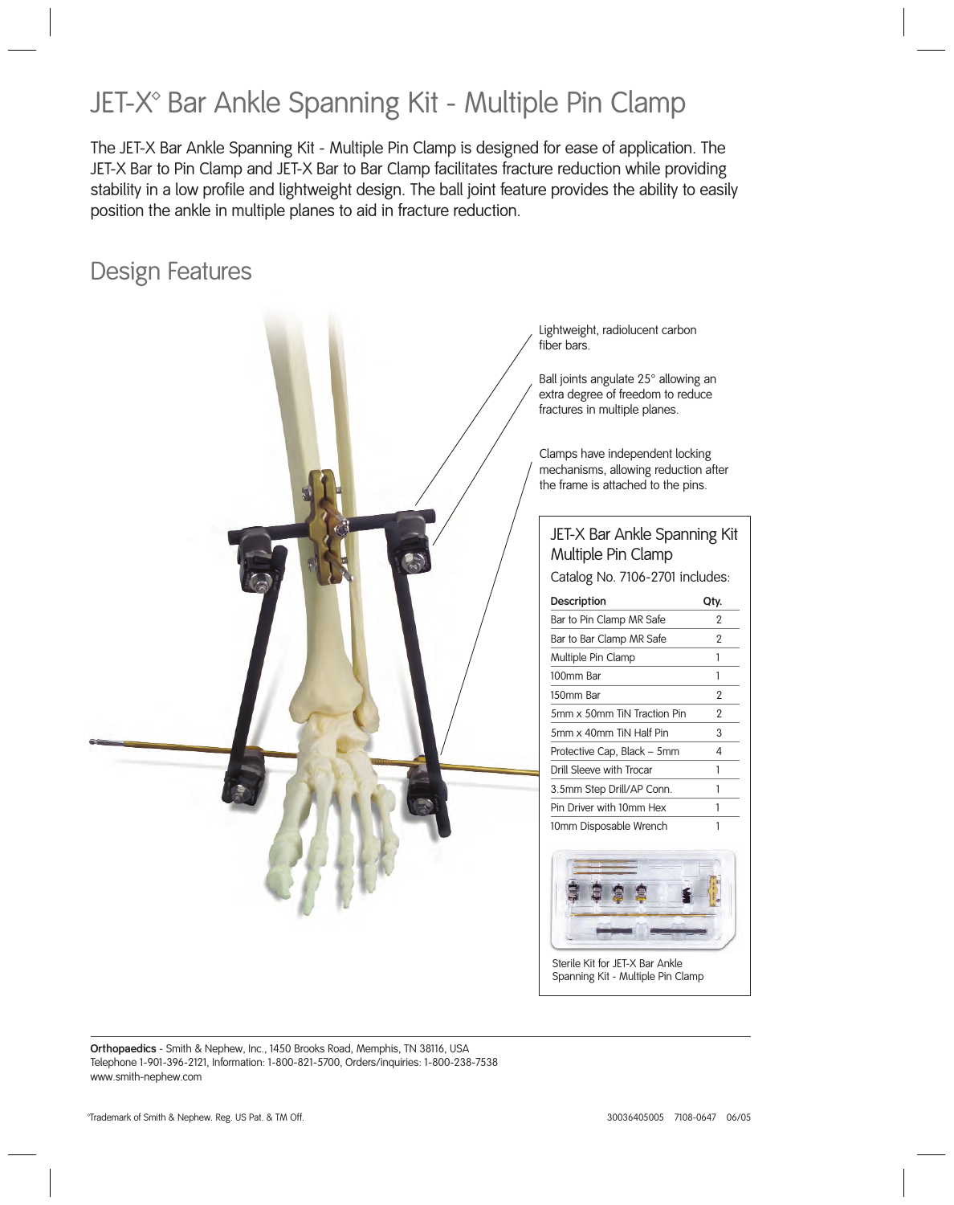# JET-X◊ Bar Ankle Spanning Kit - Multiple Pin Clamp

The JET-X Bar Ankle Spanning Kit - Multiple Pin Clamp is designed for ease of application. The JET-X Bar to Pin Clamp and JET-X Bar to Bar Clamp facilitates fracture reduction while providing stability in a low profile and lightweight design. The ball joint feature provides the ability to easily position the ankle in multiple planes to aid in fracture reduction.

## Design Features

Lightweight, radiolucent carbon fiber bars.

Ball joints angulate 25° allowing an extra degree of freedom to reduce fractures in multiple planes.

Clamps have independent locking mechanisms, allowing reduction after the frame is attached to the pins.

### JET-X Bar Ankle Spanning Kit Multiple Pin Clamp

Catalog No. 7106-2701 includes:

| Description | Qty. |
|---|---|
| Bar to Pin Clamp MR Safe | 2 |
| Bar to Bar Clamp MR Safe | 2 |
| Multiple Pin Clamp | 1 |
| 100mm Bar | 1 |
| 150mm Bar | 2 |
| 5mm x 50mm TiN Traction Pin | 2 |
| 5mm x 40mm TiN Half Pin | 3 |
| Protective Cap, Black – 5mm | 4 |
| Drill Sleeve with Trocar | 1 |
| 3.5mm Step Drill/AP Conn. | 1 |
| Pin Driver with 10mm Hex | 1 |
| 10mm Disposable Wrench | 1 |

Sterile Kit for JET-X Bar Ankle Spanning Kit - Multiple Pin Clamp

**Orthopaedics** - Smith & Nephew, Inc., 1450 Brooks Road, Memphis, TN 38116, USA
Telephone 1-901-396-2121, Information: 1-800-821-5700, Orders/inquiries: 1-800-238-7538
www.smith-nephew.com

◊Trademark of Smith & Nephew. Reg. US Pat. & TM Off.

30036405005 7108-0647 06/05